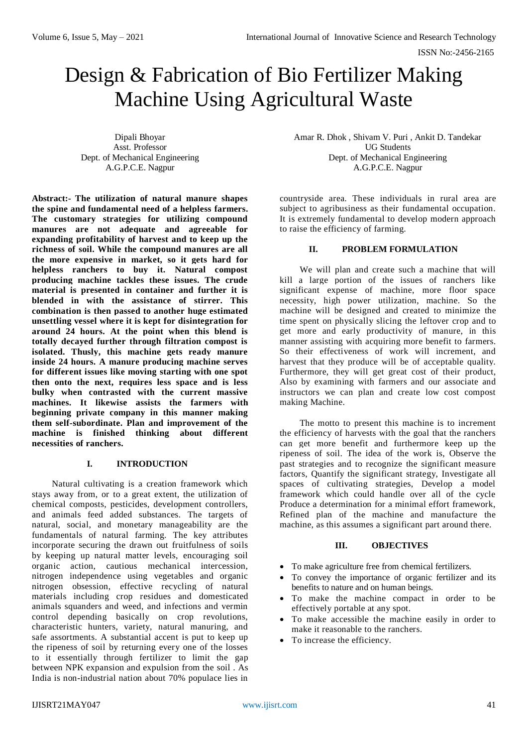# Design & Fabrication of Bio Fertilizer Making Machine Using Agricultural Waste

Dipali Bhoyar
Asst. Professor
Dept. of Mechanical Engineering
A.G.P.C.E. Nagpur

Amar R. Dhok , Shivam V. Puri , Ankit D. Tandekar
UG Students
Dept. of Mechanical Engineering
A.G.P.C.E. Nagpur

**Abstract:- The utilization of natural manure shapes the spine and fundamental need of a helpless farmers. The customary strategies for utilizing compound manures are not adequate and agreeable for expanding profitability of harvest and to keep up the richness of soil. While the compound manures are all the more expensive in market, so it gets hard for helpless ranchers to buy it. Natural compost producing machine tackles these issues. The crude material is presented in container and further it is blended in with the assistance of stirrer. This combination is then passed to another huge estimated unsettling vessel where it is kept for disintegration for around 24 hours. At the point when this blend is totally decayed further through filtration compost is isolated. Thusly, this machine gets ready manure inside 24 hours. A manure producing machine serves for different issues like moving starting with one spot then onto the next, requires less space and is less bulky when contrasted with the current massive machines. It likewise assists the farmers with beginning private company in this manner making them self-subordinate. Plan and improvement of the machine is finished thinking about different necessities of ranchers.**

## I. INTRODUCTION

Natural cultivating is a creation framework which stays away from, or to a great extent, the utilization of chemical composts, pesticides, development controllers, and animals feed added substances. The targets of natural, social, and monetary manageability are the fundamentals of natural farming. The key attributes incorporate securing the drawn out fruitfulness of soils by keeping up natural matter levels, encouraging soil organic action, cautious mechanical intercession, nitrogen independence using vegetables and organic nitrogen obsession, effective recycling of natural materials including crop residues and domesticated animals squanders and weed, and infections and vermin control depending basically on crop revolutions, characteristic hunters, variety, natural manuring, and safe assortments. A substantial accent is put to keep up the ripeness of soil by returning every one of the losses to it essentially through fertilizer to limit the gap between NPK expansion and expulsion from the soil . As India is non-industrial nation about 70% populace lies in countryside area. These individuals in rural area are subject to agribusiness as their fundamental occupation. It is extremely fundamental to develop modern approach to raise the efficiency of farming.

## II. PROBLEM FORMULATION

We will plan and create such a machine that will kill a large portion of the issues of ranchers like significant expense of machine, more floor space necessity, high power utilization, machine. So the machine will be designed and created to minimize the time spent on physically slicing the leftover crop and to get more and early productivity of manure, in this manner assisting with acquiring more benefit to farmers. So their effectiveness of work will increment, and harvest that they produce will be of acceptable quality. Furthermore, they will get great cost of their product, Also by examining with farmers and our associate and instructors we can plan and create low cost compost making Machine.

The motto to present this machine is to increment the efficiency of harvests with the goal that the ranchers can get more benefit and furthermore keep up the ripeness of soil. The idea of the work is, Observe the past strategies and to recognize the significant measure factors, Quantify the significant strategy, Investigate all spaces of cultivating strategies, Develop a model framework which could handle over all of the cycle Produce a determination for a minimal effort framework, Refined plan of the machine and manufacture the machine, as this assumes a significant part around there.

## III. OBJECTIVES

- To make agriculture free from chemical fertilizers.
- To convey the importance of organic fertilizer and its benefits to nature and on human beings.
- To make the machine compact in order to be effectively portable at any spot.
- To make accessible the machine easily in order to make it reasonable to the ranchers.
- To increase the efficiency.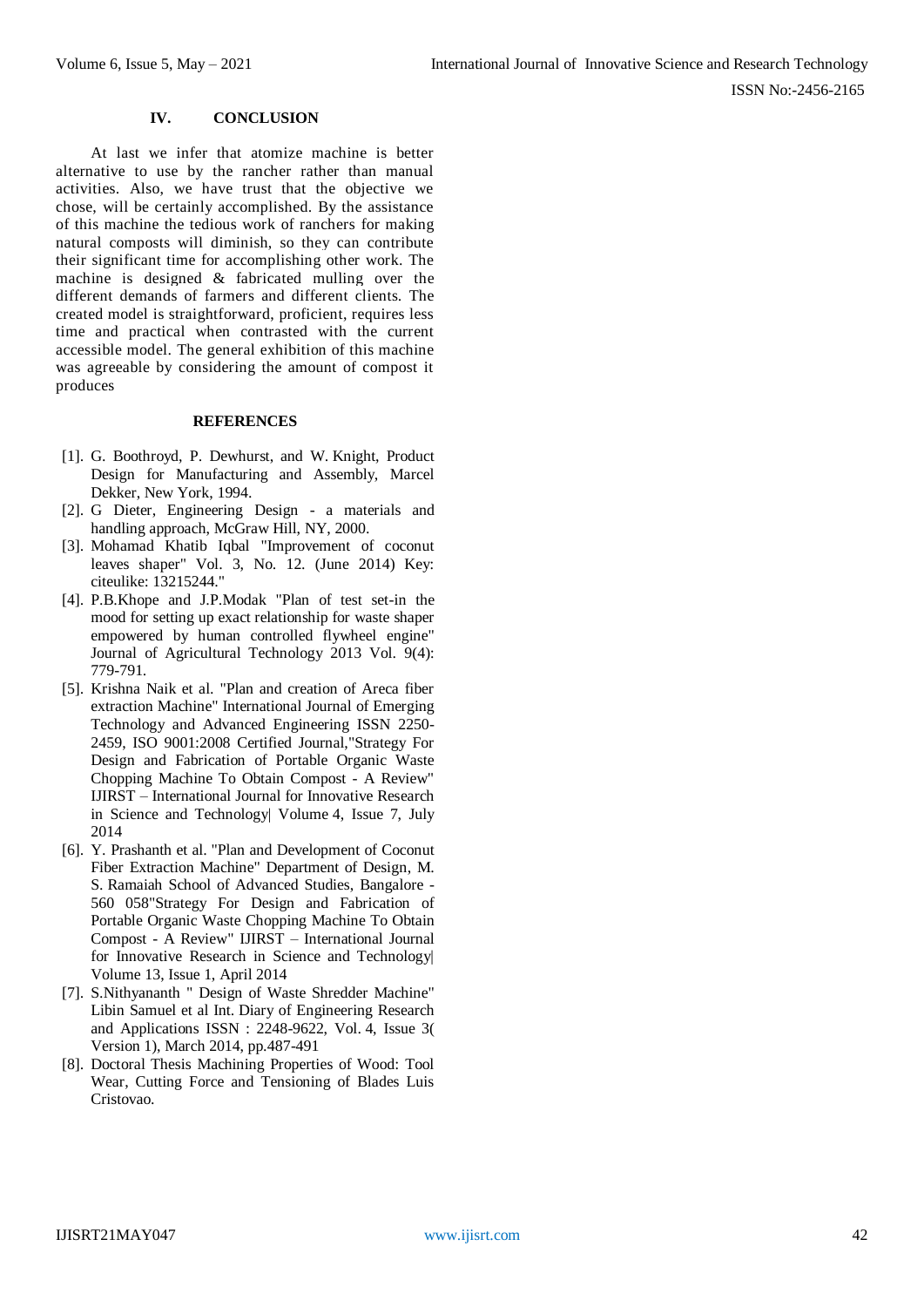## IV. CONCLUSION

At last we infer that atomize machine is better alternative to use by the rancher rather than manual activities. Also, we have trust that the objective we chose, will be certainly accomplished. By the assistance of this machine the tedious work of ranchers for making natural composts will diminish, so they can contribute their significant time for accomplishing other work. The machine is designed & fabricated mulling over the different demands of farmers and different clients. The created model is straightforward, proficient, requires less time and practical when contrasted with the current accessible model. The general exhibition of this machine was agreeable by considering the amount of compost it produces

## REFERENCES

[1]. G. Boothroyd, P. Dewhurst, and W. Knight, Product Design for Manufacturing and Assembly, Marcel Dekker, New York, 1994.

[2]. G Dieter, Engineering Design - a materials and handling approach, McGraw Hill, NY, 2000.

[3]. Mohamad Khatib Iqbal "Improvement of coconut leaves shaper" Vol. 3, No. 12. (June 2014) Key: citeulike: 13215244."

[4]. P.B.Khope and J.P.Modak "Plan of test set-in the mood for setting up exact relationship for waste shaper empowered by human controlled flywheel engine" Journal of Agricultural Technology 2013 Vol. 9(4): 779-791.

[5]. Krishna Naik et al. "Plan and creation of Areca fiber extraction Machine" International Journal of Emerging Technology and Advanced Engineering ISSN 2250-2459, ISO 9001:2008 Certified Journal,"Strategy For Design and Fabrication of Portable Organic Waste Chopping Machine To Obtain Compost - A Review" IJIRST – International Journal for Innovative Research in Science and Technology| Volume 4, Issue 7, July 2014

[6]. Y. Prashanth et al. "Plan and Development of Coconut Fiber Extraction Machine" Department of Design, M. S. Ramaiah School of Advanced Studies, Bangalore - 560 058"Strategy For Design and Fabrication of Portable Organic Waste Chopping Machine To Obtain Compost - A Review" IJIRST – International Journal for Innovative Research in Science and Technology| Volume 13, Issue 1, April 2014

[7]. S.Nithyananth " Design of Waste Shredder Machine" Libin Samuel et al Int. Diary of Engineering Research and Applications ISSN : 2248-9622, Vol. 4, Issue 3( Version 1), March 2014, pp.487-491

[8]. Doctoral Thesis Machining Properties of Wood: Tool Wear, Cutting Force and Tensioning of Blades Luis Cristovao.